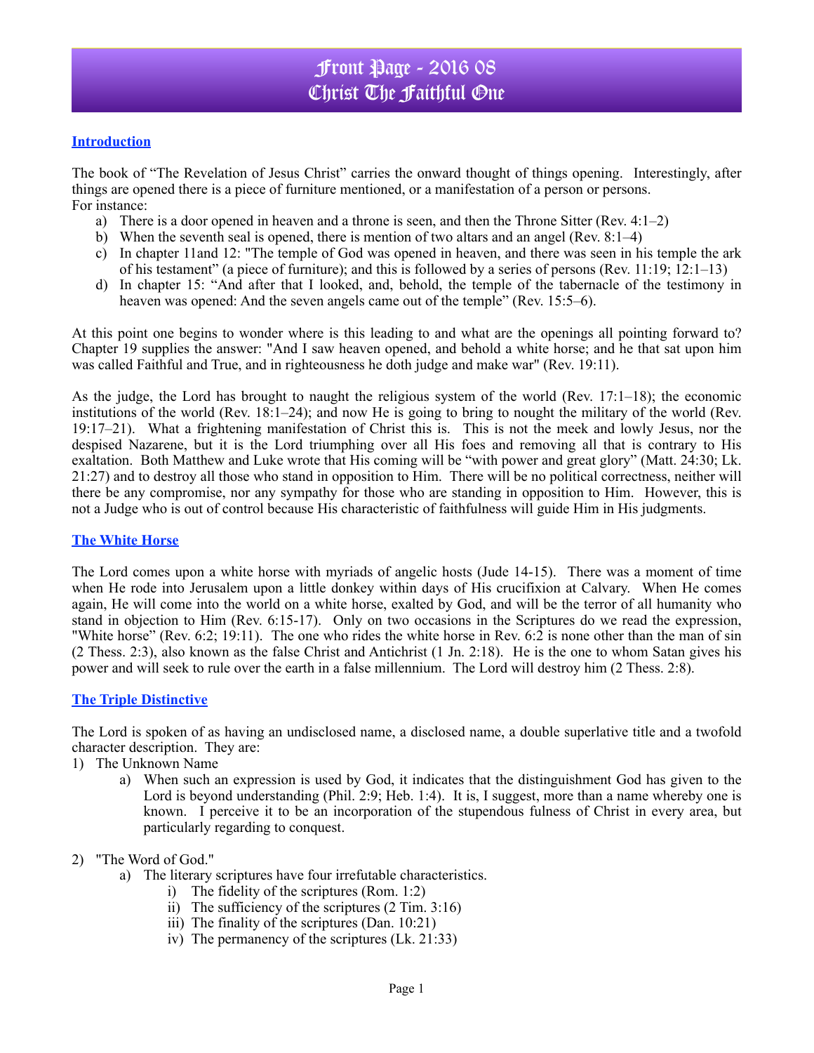# Front Page - 2016 08
# Christ The Faithful One

## Introduction

The book of "The Revelation of Jesus Christ" carries the onward thought of things opening. Interestingly, after things are opened there is a piece of furniture mentioned, or a manifestation of a person or persons. For instance:

a) There is a door opened in heaven and a throne is seen, and then the Throne Sitter (Rev. 4:1–2)
b) When the seventh seal is opened, there is mention of two altars and an angel (Rev. 8:1–4)
c) In chapter 11and 12: "The temple of God was opened in heaven, and there was seen in his temple the ark of his testament" (a piece of furniture); and this is followed by a series of persons (Rev. 11:19; 12:1–13)
d) In chapter 15: "And after that I looked, and, behold, the temple of the tabernacle of the testimony in heaven was opened: And the seven angels came out of the temple" (Rev. 15:5–6).

At this point one begins to wonder where is this leading to and what are the openings all pointing forward to? Chapter 19 supplies the answer: "And I saw heaven opened, and behold a white horse; and he that sat upon him was called Faithful and True, and in righteousness he doth judge and make war" (Rev. 19:11).

As the judge, the Lord has brought to naught the religious system of the world (Rev. 17:1–18); the economic institutions of the world (Rev. 18:1–24); and now He is going to bring to nought the military of the world (Rev. 19:17–21). What a frightening manifestation of Christ this is. This is not the meek and lowly Jesus, nor the despised Nazarene, but it is the Lord triumphing over all His foes and removing all that is contrary to His exaltation. Both Matthew and Luke wrote that His coming will be "with power and great glory" (Matt. 24:30; Lk. 21:27) and to destroy all those who stand in opposition to Him. There will be no political correctness, neither will there be any compromise, nor any sympathy for those who are standing in opposition to Him. However, this is not a Judge who is out of control because His characteristic of faithfulness will guide Him in His judgments.

## The White Horse

The Lord comes upon a white horse with myriads of angelic hosts (Jude 14-15). There was a moment of time when He rode into Jerusalem upon a little donkey within days of His crucifixion at Calvary. When He comes again, He will come into the world on a white horse, exalted by God, and will be the terror of all humanity who stand in objection to Him (Rev. 6:15-17). Only on two occasions in the Scriptures do we read the expression, "White horse" (Rev. 6:2; 19:11). The one who rides the white horse in Rev. 6:2 is none other than the man of sin (2 Thess. 2:3), also known as the false Christ and Antichrist (1 Jn. 2:18). He is the one to whom Satan gives his power and will seek to rule over the earth in a false millennium. The Lord will destroy him (2 Thess. 2:8).

## The Triple Distinctive

The Lord is spoken of as having an undisclosed name, a disclosed name, a double superlative title and a twofold character description. They are:

1) The Unknown Name
   a) When such an expression is used by God, it indicates that the distinguishment God has given to the Lord is beyond understanding (Phil. 2:9; Heb. 1:4). It is, I suggest, more than a name whereby one is known. I perceive it to be an incorporation of the stupendous fulness of Christ in every area, but particularly regarding to conquest.

2) "The Word of God."
   a) The literary scriptures have four irrefutable characteristics.
      i) The fidelity of the scriptures (Rom. 1:2)
      ii) The sufficiency of the scriptures (2 Tim. 3:16)
      iii) The finality of the scriptures (Dan. 10:21)
      iv) The permanency of the scriptures (Lk. 21:33)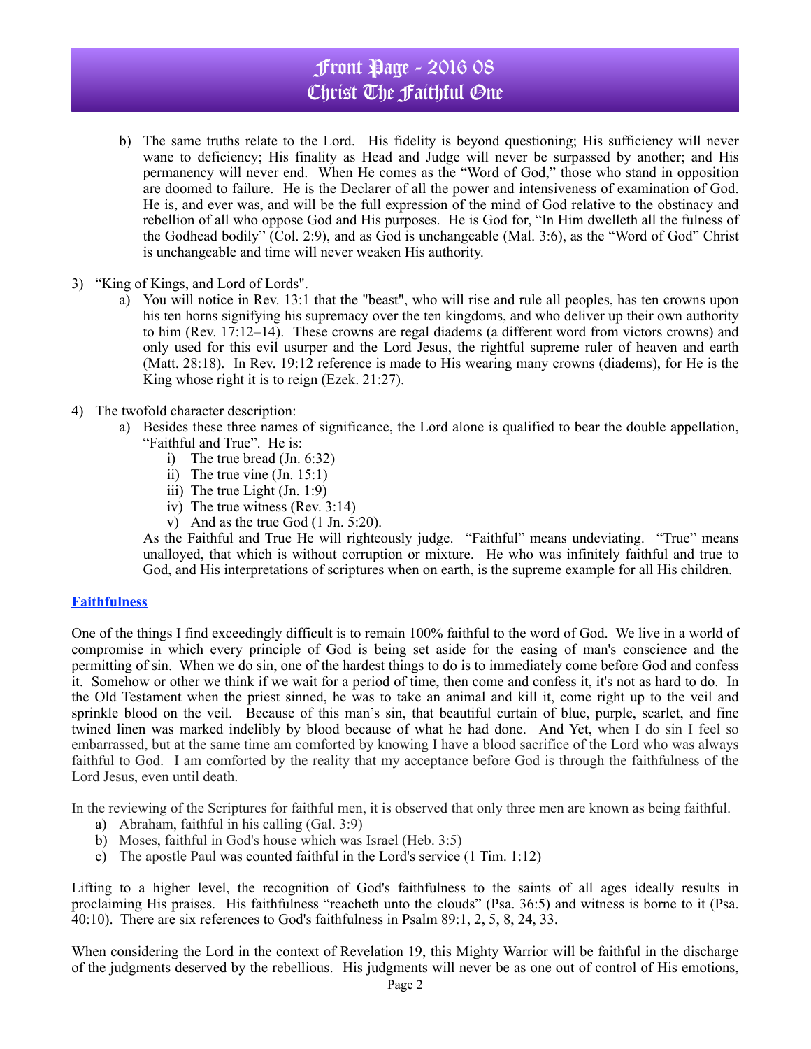b) The same truths relate to the Lord. His fidelity is beyond questioning; His sufficiency will never wane to deficiency; His finality as Head and Judge will never be surpassed by another; and His permanency will never end. When He comes as the "Word of God," those who stand in opposition are doomed to failure. He is the Declarer of all the power and intensiveness of examination of God. He is, and ever was, and will be the full expression of the mind of God relative to the obstinacy and rebellion of all who oppose God and His purposes. He is God for, "In Him dwelleth all the fulness of the Godhead bodily" (Col. 2:9), and as God is unchangeable (Mal. 3:6), as the "Word of God" Christ is unchangeable and time will never weaken His authority.

3) "King of Kings, and Lord of Lords".
   a) You will notice in Rev. 13:1 that the "beast", who will rise and rule all peoples, has ten crowns upon his ten horns signifying his supremacy over the ten kingdoms, and who deliver up their own authority to him (Rev. 17:12–14). These crowns are regal diadems (a different word from victors crowns) and only used for this evil usurper and the Lord Jesus, the rightful supreme ruler of heaven and earth (Matt. 28:18). In Rev. 19:12 reference is made to His wearing many crowns (diadems), for He is the King whose right it is to reign (Ezek. 21:27).

4) The twofold character description:
   a) Besides these three names of significance, the Lord alone is qualified to bear the double appellation, "Faithful and True". He is:
      i) The true bread (Jn. 6:32)
      ii) The true vine (Jn. 15:1)
      iii) The true Light (Jn. 1:9)
      iv) The true witness (Rev. 3:14)
      v) And as the true God (1 Jn. 5:20).

   As the Faithful and True He will righteously judge. "Faithful" means undeviating. "True" means unalloyed, that which is without corruption or mixture. He who was infinitely faithful and true to God, and His interpretations of scriptures when on earth, is the supreme example for all His children.

## Faithfulness

One of the things I find exceedingly difficult is to remain 100% faithful to the word of God. We live in a world of compromise in which every principle of God is being set aside for the easing of man's conscience and the permitting of sin. When we do sin, one of the hardest things to do is to immediately come before God and confess it. Somehow or other we think if we wait for a period of time, then come and confess it, it's not as hard to do. In the Old Testament when the priest sinned, he was to take an animal and kill it, come right up to the veil and sprinkle blood on the veil. Because of this man's sin, that beautiful curtain of blue, purple, scarlet, and fine twined linen was marked indelibly by blood because of what he had done. And Yet, when I do sin I feel so embarrassed, but at the same time am comforted by knowing I have a blood sacrifice of the Lord who was always faithful to God. I am comforted by the reality that my acceptance before God is through the faithfulness of the Lord Jesus, even until death.

In the reviewing of the Scriptures for faithful men, it is observed that only three men are known as being faithful.

a) Abraham, faithful in his calling (Gal. 3:9)
b) Moses, faithful in God's house which was Israel (Heb. 3:5)
c) The apostle Paul was counted faithful in the Lord's service (1 Tim. 1:12)

Lifting to a higher level, the recognition of God's faithfulness to the saints of all ages ideally results in proclaiming His praises. His faithfulness "reacheth unto the clouds" (Psa. 36:5) and witness is borne to it (Psa. 40:10). There are six references to God's faithfulness in Psalm 89:1, 2, 5, 8, 24, 33.

When considering the Lord in the context of Revelation 19, this Mighty Warrior will be faithful in the discharge of the judgments deserved by the rebellious. His judgments will never be as one out of control of His emotions,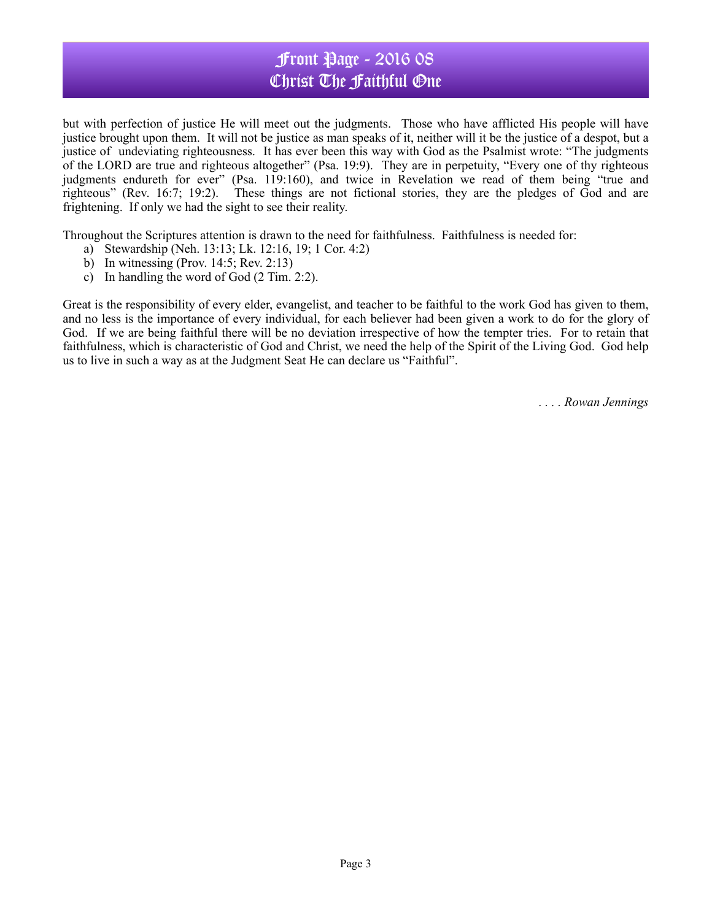but with perfection of justice He will meet out the judgments. Those who have afflicted His people will have justice brought upon them. It will not be justice as man speaks of it, neither will it be the justice of a despot, but a justice of undeviating righteousness. It has ever been this way with God as the Psalmist wrote: "The judgments of the LORD are true and righteous altogether" (Psa. 19:9). They are in perpetuity, "Every one of thy righteous judgments endureth for ever" (Psa. 119:160), and twice in Revelation we read of them being "true and righteous" (Rev. 16:7; 19:2). These things are not fictional stories, they are the pledges of God and are frightening. If only we had the sight to see their reality.

Throughout the Scriptures attention is drawn to the need for faithfulness. Faithfulness is needed for:

a) Stewardship (Neh. 13:13; Lk. 12:16, 19; 1 Cor. 4:2)
b) In witnessing (Prov. 14:5; Rev. 2:13)
c) In handling the word of God (2 Tim. 2:2).

Great is the responsibility of every elder, evangelist, and teacher to be faithful to the work God has given to them, and no less is the importance of every individual, for each believer had been given a work to do for the glory of God. If we are being faithful there will be no deviation irrespective of how the tempter tries. For to retain that faithfulness, which is characteristic of God and Christ, we need the help of the Spirit of the Living God. God help us to live in such a way as at the Judgment Seat He can declare us "Faithful".

*. . . . Rowan Jennings*